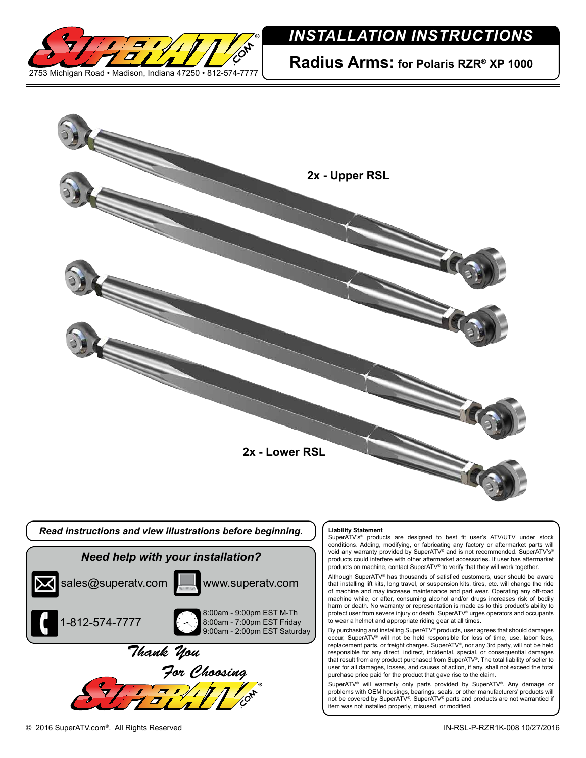2753 Michigan Road • Madison, Indiana 47250 • 812-574-7777

# INSTALLATION INSTRUCTIONS

## Radius Arms: for Polaris RZR® XP 1000

2x - Upper RSL

2x - Lower RSL

***Read instructions and view illustrations before beginning.***

***Need help with your installation?***

sales@superatv.com

www.superatv.com

1-812-574-7777

8:00am - 9:00pm EST M-Th
8:00am - 7:00pm EST Friday
9:00am - 2:00pm EST Saturday

*Thank You For Choosing*

**Liability Statement**

SuperATV's® products are designed to best fit user's ATV/UTV under stock conditions. Adding, modifying, or fabricating any factory or aftermarket parts will void any warranty provided by SuperATV® and is not recommended. SuperATV's® products could interfere with other aftermarket accessories. If user has aftermarket products on machine, contact SuperATV® to verify that they will work together.

Although SuperATV® has thousands of satisfied customers, user should be aware that installing lift kits, long travel, or suspension kits, tires, etc. will change the ride of machine and may increase maintenance and part wear. Operating any off-road machine while, or after, consuming alcohol and/or drugs increases risk of bodily harm or death. No warranty or representation is made as to this product's ability to protect user from severe injury or death. SuperATV® urges operators and occupants to wear a helmet and appropriate riding gear at all times.

By purchasing and installing SuperATV® products, user agrees that should damages occur, SuperATV® will not be held responsible for loss of time, use, labor fees, replacement parts, or freight charges. SuperATV®, nor any 3rd party, will not be held responsible for any direct, indirect, incidental, special, or consequential damages that result from any product purchased from SuperATV®. The total liability of seller to user for all damages, losses, and causes of action, if any, shall not exceed the total purchase price paid for the product that gave rise to the claim.

SuperATV® will warranty only parts provided by SuperATV®. Any damage or problems with OEM housings, bearings, seals, or other manufacturers' products will not be covered by SuperATV®. SuperATV® parts and products are not warrantied if item was not installed properly, misused, or modified.

© 2016 SuperATV.com®. All Rights Reserved

IN-RSL-P-RZR1K-008 10/27/2016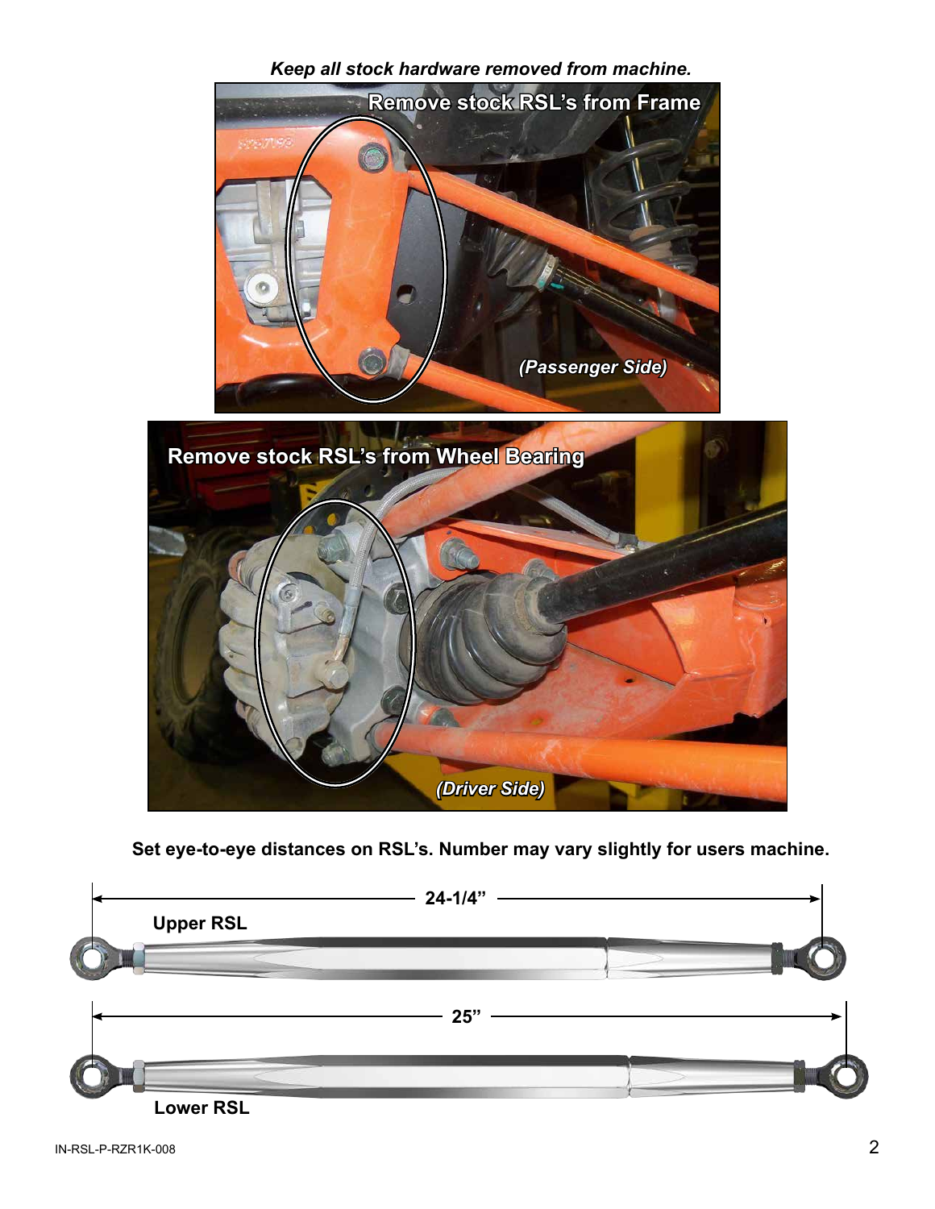***Keep all stock hardware removed from machine.***

**Remove stock RSL's from Frame**

***(Passenger Side)***

**Remove stock RSL's from Wheel Bearing**

***(Driver Side)***

**Set eye-to-eye distances on RSL's. Number may vary slightly for users machine.**

**24-1/4"**

**Upper RSL**

**25"**

**Lower RSL**

IN-RSL-P-RZR1K-008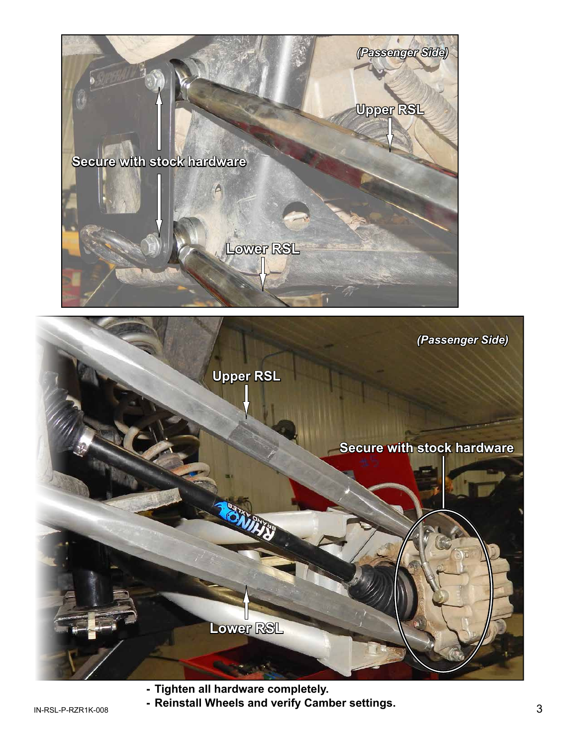(Passenger Side)

Upper RSL

Secure with stock hardware

Lower RSL

(Passenger Side)

Upper RSL

Secure with stock hardware

Lower RSL

- Tighten all hardware completely.
- Reinstall Wheels and verify Camber settings.

IN-RSL-P-RZR1K-008